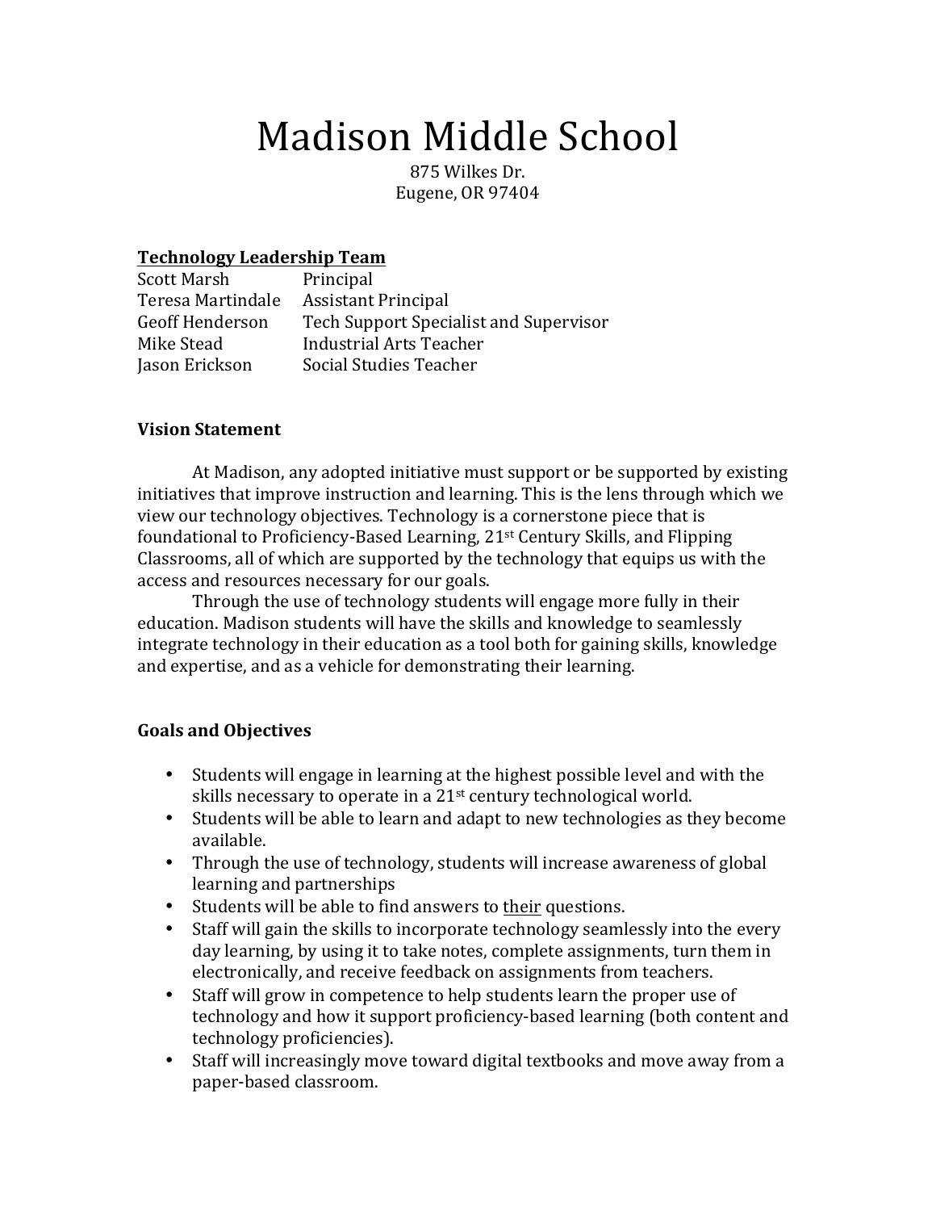# Madison Middle School

875 Wilkes Dr.
Eugene, OR 97404

**<u>Technology Leadership Team</u>**

| | |
|---|---|
| Scott Marsh | Principal |
| Teresa Martindale | Assistant Principal |
| Geoff Henderson | Tech Support Specialist and Supervisor |
| Mike Stead | Industrial Arts Teacher |
| Jason Erickson | Social Studies Teacher |

**Vision Statement**

At Madison, any adopted initiative must support or be supported by existing initiatives that improve instruction and learning. This is the lens through which we view our technology objectives. Technology is a cornerstone piece that is foundational to Proficiency-Based Learning, 21st Century Skills, and Flipping Classrooms, all of which are supported by the technology that equips us with the access and resources necessary for our goals.

Through the use of technology students will engage more fully in their education. Madison students will have the skills and knowledge to seamlessly integrate technology in their education as a tool both for gaining skills, knowledge and expertise, and as a vehicle for demonstrating their learning.

**Goals and Objectives**

- Students will engage in learning at the highest possible level and with the skills necessary to operate in a 21st century technological world.
- Students will be able to learn and adapt to new technologies as they become available.
- Through the use of technology, students will increase awareness of global learning and partnerships
- Students will be able to find answers to <u>their</u> questions.
- Staff will gain the skills to incorporate technology seamlessly into the every day learning, by using it to take notes, complete assignments, turn them in electronically, and receive feedback on assignments from teachers.
- Staff will grow in competence to help students learn the proper use of technology and how it support proficiency-based learning (both content and technology proficiencies).
- Staff will increasingly move toward digital textbooks and move away from a paper-based classroom.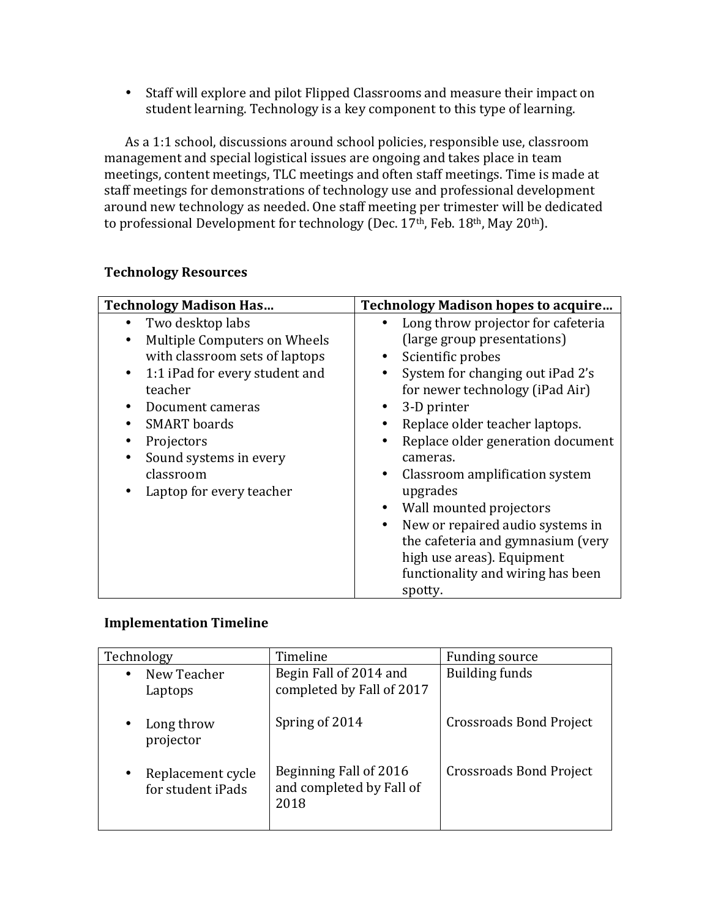- Staff will explore and pilot Flipped Classrooms and measure their impact on student learning. Technology is a key component to this type of learning.

As a 1:1 school, discussions around school policies, responsible use, classroom management and special logistical issues are ongoing and takes place in team meetings, content meetings, TLC meetings and often staff meetings. Time is made at staff meetings for demonstrations of technology use and professional development around new technology as needed. One staff meeting per trimester will be dedicated to professional Development for technology (Dec. 17th, Feb. 18th, May 20th).

**Technology Resources**

| **Technology Madison Has…** | **Technology Madison hopes to acquire…** |
|---|---|
| • Two desktop labs<br>• Multiple Computers on Wheels with classroom sets of laptops<br>• 1:1 iPad for every student and teacher<br>• Document cameras<br>• SMART boards<br>• Projectors<br>• Sound systems in every classroom<br>• Laptop for every teacher | • Long throw projector for cafeteria (large group presentations)<br>• Scientific probes<br>• System for changing out iPad 2's for newer technology (iPad Air)<br>• 3-D printer<br>• Replace older teacher laptops.<br>• Replace older generation document cameras.<br>• Classroom amplification system upgrades<br>• Wall mounted projectors<br>• New or repaired audio systems in the cafeteria and gymnasium (very high use areas). Equipment functionality and wiring has been spotty. |

**Implementation Timeline**

| Technology | Timeline | Funding source |
|---|---|---|
| • New Teacher Laptops | Begin Fall of 2014 and completed by Fall of 2017 | Building funds |
| • Long throw projector | Spring of 2014 | Crossroads Bond Project |
| • Replacement cycle for student iPads | Beginning Fall of 2016 and completed by Fall of 2018 | Crossroads Bond Project |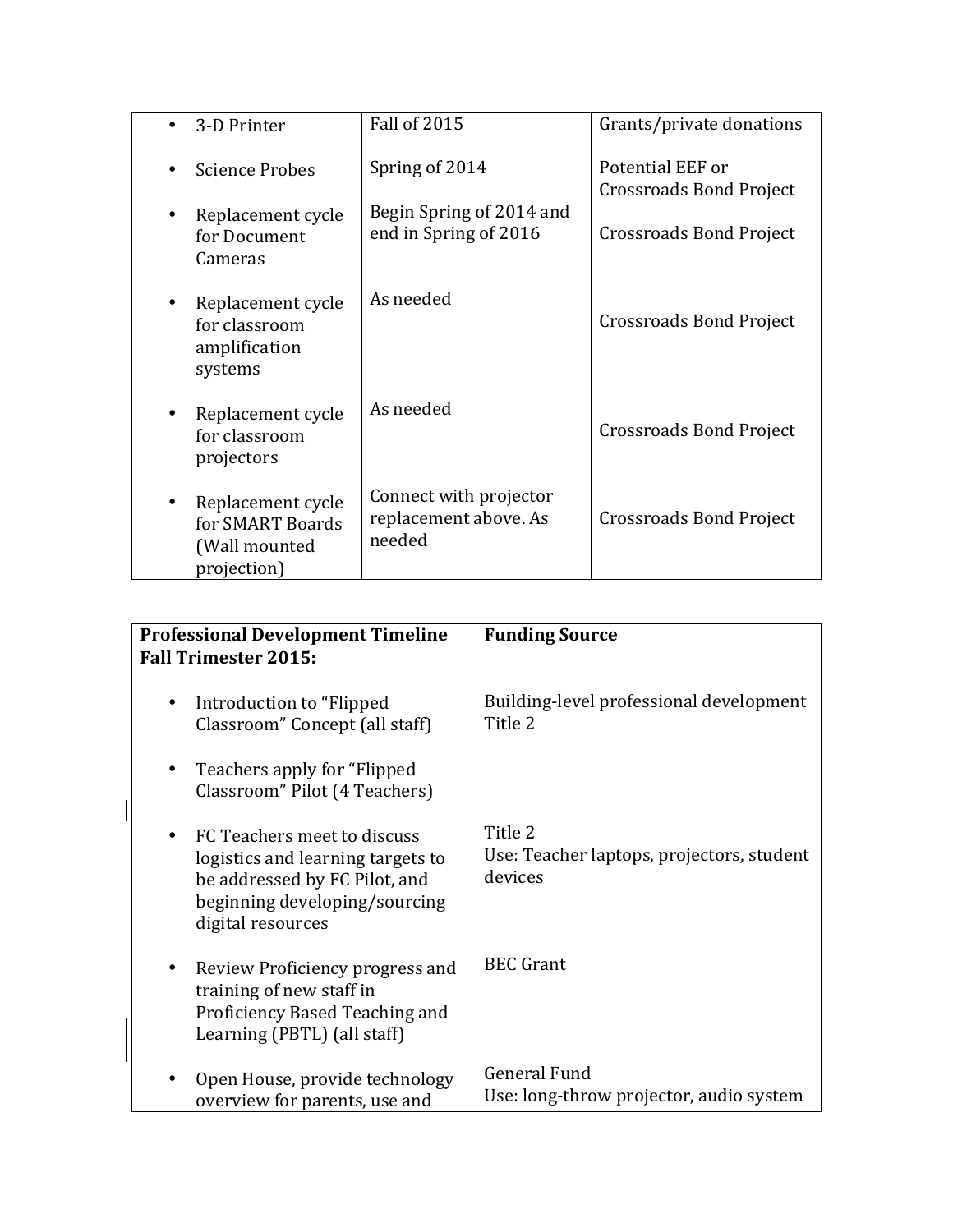| | | |
|---|---|---|
| • 3-D Printer | Fall of 2015 | Grants/private donations |
| • Science Probes | Spring of 2014 | Potential EEF or Crossroads Bond Project |
| • Replacement cycle for Document Cameras | Begin Spring of 2014 and end in Spring of 2016 | Crossroads Bond Project |
| • Replacement cycle for classroom amplification systems | As needed | Crossroads Bond Project |
| • Replacement cycle for classroom projectors | As needed | Crossroads Bond Project |
| • Replacement cycle for SMART Boards (Wall mounted projection) | Connect with projector replacement above. As needed | Crossroads Bond Project |

| **Professional Development Timeline** | **Funding Source** |
|---|---|
| **Fall Trimester 2015:** | |
| • Introduction to "Flipped Classroom" Concept (all staff) | Building-level professional development Title 2 |
| • Teachers apply for "Flipped Classroom" Pilot (4 Teachers) | |
| • FC Teachers meet to discuss logistics and learning targets to be addressed by FC Pilot, and beginning developing/sourcing digital resources | Title 2<br>Use: Teacher laptops, projectors, student devices |
| • Review Proficiency progress and training of new staff in Proficiency Based Teaching and Learning (PBTL) (all staff) | BEC Grant |
| • Open House, provide technology overview for parents, use and | General Fund<br>Use: long-throw projector, audio system |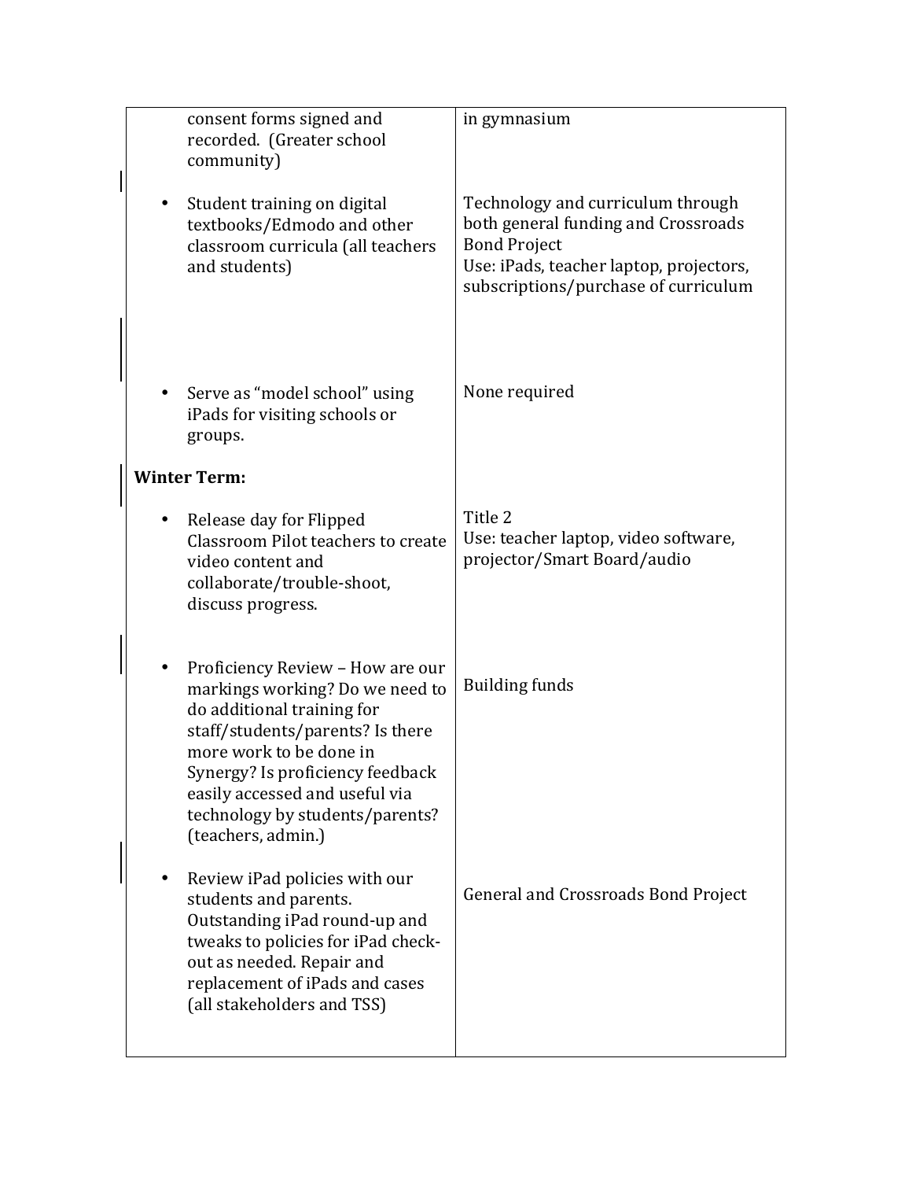| | |
|---|---|
| consent forms signed and recorded. (Greater school community) | in gymnasium |
| • Student training on digital textbooks/Edmodo and other classroom curricula (all teachers and students) | Technology and curriculum through both general funding and Crossroads Bond Project<br>Use: iPads, teacher laptop, projectors, subscriptions/purchase of curriculum |
| • Serve as "model school" using iPads for visiting schools or groups. | None required |
| **Winter Term:** | |
| • Release day for Flipped Classroom Pilot teachers to create video content and collaborate/trouble-shoot, discuss progress. | Title 2<br>Use: teacher laptop, video software, projector/Smart Board/audio |
| • Proficiency Review – How are our markings working? Do we need to do additional training for staff/students/parents? Is there more work to be done in Synergy? Is proficiency feedback easily accessed and useful via technology by students/parents? (teachers, admin.) | Building funds |
| • Review iPad policies with our students and parents. Outstanding iPad round-up and tweaks to policies for iPad check-out as needed. Repair and replacement of iPads and cases (all stakeholders and TSS) | General and Crossroads Bond Project |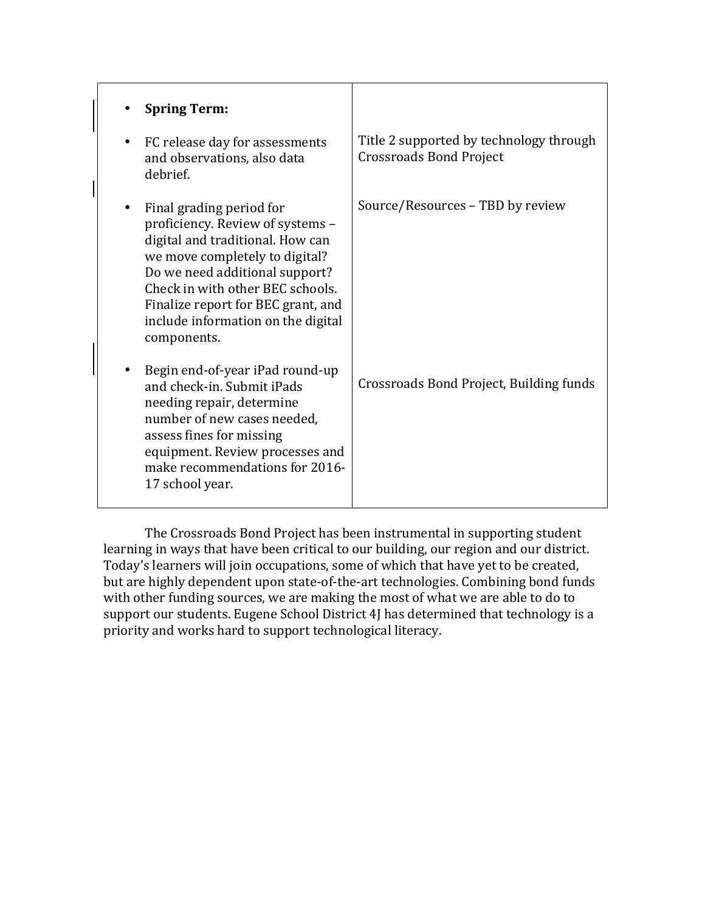| | |
|---|---|
| • **Spring Term:** | |
| • FC release day for assessments and observations, also data debrief. | Title 2 supported by technology through Crossroads Bond Project |
| • Final grading period for proficiency. Review of systems – digital and traditional. How can we move completely to digital? Do we need additional support? Check in with other BEC schools. Finalize report for BEC grant, and include information on the digital components. | Source/Resources – TBD by review |
| • Begin end-of-year iPad round-up and check-in. Submit iPads needing repair, determine number of new cases needed, assess fines for missing equipment. Review processes and make recommendations for 2016-17 school year. | Crossroads Bond Project, Building funds |

The Crossroads Bond Project has been instrumental in supporting student learning in ways that have been critical to our building, our region and our district. Today's learners will join occupations, some of which that have yet to be created, but are highly dependent upon state-of-the-art technologies. Combining bond funds with other funding sources, we are making the most of what we are able to do to support our students. Eugene School District 4J has determined that technology is a priority and works hard to support technological literacy.